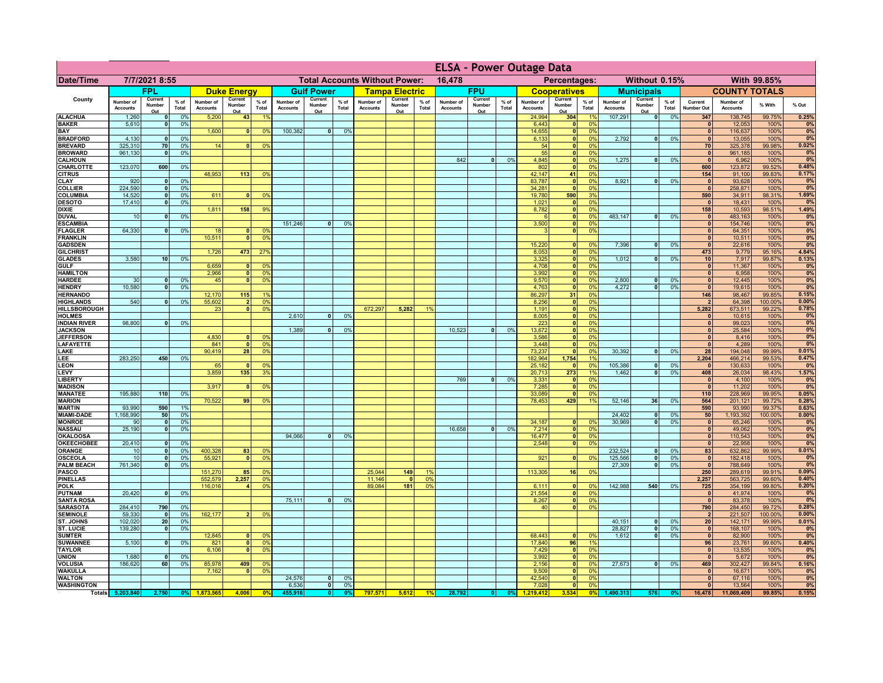# ELSA - Power Outage Data

**Date/Time:** 7/7/2021 8:55 | **Total Accounts Without Power:** 16,478 | **Percentages:** Without 0.15% | With 99.85%

| County | FPL | | | Duke Energy | | | Gulf Power | | | Tampa Electric | | | FPU | | | Cooperatives | | | Municipals | | | COUNTY TOTALS | | | |
|---|---|---|---|---|---|---|---|---|---|---|---|---|---|---|---|---|---|---|---|---|---|---|---|---|---|
| | Number of Accounts | Current Number Out | % of Total | Number of Accounts | Current Number Out | % of Total | Number of Accounts | Current Number Out | % of Total | Number of Accounts | Current Number Out | % of Total | Number of Accounts | Current Number Out | % of Total | Number of Accounts | Current Number Out | % of Total | Number of Accounts | Current Number Out | % of Total | Current Number Out | Number of Accounts | % With | % Out |
| ALACHUA | 1,260 | 0 | 0% | 5,200 | 43 | 1% | | | | | | | | | | 24,994 | 304 | 1% | 107,291 | 0 | 0% | 347 | 138,745 | 99.75% | 0.25% |
| BAKER | 5,610 | 0 | 0% | | | | | | | | | | | | | 6,443 | 0 | 0% | | | | 0 | 12,053 | 100% | 0% |
| BAY | | | | 1,600 | 0 | 0% | 100,382 | 0 | 0% | | | | | | | 14,655 | 0 | 0% | | | | 0 | 116,637 | 100% | 0% |
| BRADFORD | 4,130 | 0 | 0% | | | | | | | | | | | | | 6,133 | 0 | 0% | 2,792 | 0 | 0% | 0 | 13,055 | 100% | 0% |
| BREVARD | 325,310 | 70 | 0% | 14 | 0 | 0% | | | | | | | | | | 54 | 0 | 0% | | | | 70 | 325,378 | 99.98% | 0.02% |
| BROWARD | 961,130 | 0 | 0% | | | | | | | | | | | | | 55 | 0 | 0% | | | | 0 | 961,185 | 100% | 0% |
| CALHOUN | | | | | | | | | | | | | 842 | 0 | 0% | 4,845 | 0 | 0% | 1,275 | 0 | 0% | 0 | 6,962 | 100% | 0% |
| CHARLOTTE | 123,070 | 600 | 0% | | | | | | | | | | | | | 802 | 0 | 0% | | | | 600 | 123,872 | 99.52% | 0.48% |
| CITRUS | | | | 48,953 | 113 | 0% | | | | | | | | | | 42,147 | 41 | 0% | | | | 154 | 91,100 | 99.83% | 0.17% |
| CLAY | 920 | 0 | 0% | | | | | | | | | | | | | 83,787 | 0 | 0% | 8,921 | 0 | 0% | 0 | 93,628 | 100% | 0% |
| COLLIER | 224,590 | 0 | 0% | | | | | | | | | | | | | 34,281 | 0 | 0% | | | | 0 | 258,871 | 100% | 0% |
| COLUMBIA | 14,520 | 0 | 0% | 611 | 0 | 0% | | | | | | | | | | 19,780 | 590 | 3% | | | | 590 | 34,911 | 98.31% | 1.69% |
| DESOTO | 17,410 | 0 | 0% | | | | | | | | | | | | | 1,021 | 0 | 0% | | | | 0 | 18,431 | 100% | 0% |
| DIXIE | | | | 1,811 | 158 | 9% | | | | | | | | | | 8,782 | 0 | 0% | | | | 158 | 10,593 | 98.51% | 1.49% |
| DUVAL | 10 | 0 | 0% | | | | | | | | | | | | | 6 | 0 | 0% | 483,147 | 0 | 0% | 0 | 483,163 | 100% | 0% |
| ESCAMBIA | | | | | | | 151,246 | 0 | 0% | | | | | | | 3,500 | 0 | 0% | | | | 0 | 154,746 | 100% | 0% |
| FLAGLER | 64,330 | 0 | 0% | 18 | 0 | 0% | | | | | | | | | | 3 | 0 | 0% | | | | 0 | 64,351 | 100% | 0% |
| FRANKLIN | | | | 10,511 | 0 | 0% | | | | | | | | | | | | | | | | 0 | 10,511 | 100% | 0% |
| GADSDEN | | | | | | | | | | | | | | | | 15,220 | 0 | 0% | 7,396 | 0 | 0% | 0 | 22,616 | 100% | 0% |
| GILCHRIST | | | | 1,726 | 473 | 27% | | | | | | | | | | 8,053 | 0 | 0% | | | | 473 | 9,779 | 95.16% | 4.84% |
| GLADES | 3,580 | 10 | 0% | | | | | | | | | | | | | 3,325 | 0 | 0% | 1,012 | 0 | 0% | 10 | 7,917 | 99.87% | 0.13% |
| GULF | | | | 6,659 | 0 | 0% | | | | | | | | | | 4,708 | 0 | 0% | | | | 0 | 11,367 | 100% | 0% |
| HAMILTON | | | | 2,966 | 0 | 0% | | | | | | | | | | 3,992 | 0 | 0% | | | | 0 | 6,958 | 100% | 0% |
| HARDEE | 30 | 0 | 0% | 45 | 0 | 0% | | | | | | | | | | 9,570 | 0 | 0% | 2,800 | 0 | 0% | 0 | 12,445 | 100% | 0% |
| HENDRY | 10,580 | 0 | 0% | | | | | | | | | | | | | 4,763 | 0 | 0% | 4,272 | 0 | 0% | 0 | 19,615 | 100% | 0% |
| HERNANDO | | | | 12,170 | 115 | 1% | | | | | | | | | | 86,297 | 31 | 0% | | | | 146 | 98,467 | 99.85% | 0.15% |
| HIGHLANDS | 540 | 0 | 0% | 55,602 | 2 | 0% | | | | | | | | | | 8,256 | 0 | 0% | | | | 2 | 64,398 | 100.00% | 0.00% |
| HILLSBOROUGH | | | | 23 | 0 | 0% | | | | 672,297 | 5,282 | 1% | | | | 1,191 | 0 | 0% | | | | 5,282 | 673,511 | 99.22% | 0.78% |
| HOLMES | | | | | | | 2,610 | 0 | 0% | | | | | | | 8,005 | 0 | 0% | | | | 0 | 10,615 | 100% | 0% |
| INDIAN RIVER | 98,800 | 0 | 0% | | | | | | | | | | | | | 223 | 0 | 0% | | | | 0 | 99,023 | 100% | 0% |
| JACKSON | | | | | | | 1,389 | 0 | 0% | | | | 10,523 | 0 | 0% | 13,672 | 0 | 0% | | | | 0 | 25,584 | 100% | 0% |
| JEFFERSON | | | | 4,830 | 0 | 0% | | | | | | | | | | 3,586 | 0 | 0% | | | | 0 | 8,416 | 100% | 0% |
| LAFAYETTE | | | | 841 | 0 | 0% | | | | | | | | | | 3,448 | 0 | 0% | | | | 0 | 4,289 | 100% | 0% |
| LAKE | | | | 90,419 | 28 | 0% | | | | | | | | | | 73,237 | 0 | 0% | 30,392 | 0 | 0% | 28 | 194,048 | 99.99% | 0.01% |
| LEE | 283,250 | 450 | 0% | | | | | | | | | | | | | 182,964 | 1,754 | 1% | | | | 2,204 | 466,214 | 99.53% | 0.47% |
| LEON | | | | 65 | 0 | 0% | | | | | | | | | | 25,182 | 0 | 0% | 105,386 | 0 | 0% | 0 | 130,633 | 100% | 0% |
| LEVY | | | | 3,859 | 135 | 3% | | | | | | | | | | 20,713 | 273 | 1% | 1,462 | 0 | 0% | 408 | 26,034 | 98.43% | 1.57% |
| LIBERTY | | | | | | | | | | | | | 769 | 0 | 0% | 3,331 | 0 | 0% | | | | 0 | 4,100 | 100% | 0% |
| MADISON | | | | 3,917 | 0 | 0% | | | | | | | | | | 7,285 | 0 | 0% | | | | 0 | 11,202 | 100% | 0% |
| MANATEE | 195,880 | 110 | 0% | | | | | | | | | | | | | 33,089 | 0 | 0% | | | | 110 | 228,969 | 99.95% | 0.05% |
| MARION | | | | 70,522 | 99 | 0% | | | | | | | | | | 78,453 | 429 | 1% | 52,146 | 36 | 0% | 564 | 201,121 | 99.72% | 0.28% |
| MARTIN | 93,990 | 590 | 1% | | | | | | | | | | | | | | | | | | | 590 | 93,990 | 99.37% | 0.63% |
| MIAMI-DADE | 1,168,990 | 50 | 0% | | | | | | | | | | | | | | | | 24,402 | 0 | 0% | 50 | 1,193,392 | 100.00% | 0.00% |
| MONROE | 90 | 0 | 0% | | | | | | | | | | | | | 34,187 | 0 | 0% | 30,969 | 0 | 0% | 0 | 65,246 | 100% | 0% |
| NASSAU | 25,190 | 0 | 0% | | | | | | | | | | 16,658 | 0 | 0% | 7,214 | 0 | 0% | | | | 0 | 49,062 | 100% | 0% |
| OKALOOSA | | | | | | | 94,066 | 0 | 0% | | | | | | | 16,477 | 0 | 0% | | | | 0 | 110,543 | 100% | 0% |
| OKEECHOBEE | 20,410 | 0 | 0% | | | | | | | | | | | | | 2,548 | 0 | 0% | | | | 0 | 22,958 | 100% | 0% |
| ORANGE | 10 | 0 | 0% | 400,328 | 83 | 0% | | | | | | | | | | | | | 232,524 | 0 | 0% | 83 | 632,862 | 99.99% | 0.01% |
| OSCEOLA | 10 | 0 | 0% | 55,921 | 0 | 0% | | | | | | | | | | 921 | 0 | 0% | 125,566 | 0 | 0% | 0 | 182,418 | 100% | 0% |
| PALM BEACH | 761,340 | 0 | 0% | | | | | | | | | | | | | | | | 27,309 | 0 | 0% | 0 | 788,649 | 100% | 0% |
| PASCO | | | | 151,270 | 85 | 0% | | | | 25,044 | 149 | 1% | | | | 113,305 | 16 | 0% | | | | 250 | 289,619 | 99.91% | 0.09% |
| PINELLAS | | | | 552,579 | 2,257 | 0% | | | | 11,146 | 0 | 0% | | | | | | | | | | 2,257 | 563,725 | 99.60% | 0.40% |
| POLK | | | | 116,016 | 4 | 0% | | | | 89,084 | 181 | 0% | | | | 6,111 | 0 | 0% | 142,988 | 540 | 0% | 725 | 354,199 | 99.80% | 0.20% |
| PUTNAM | 20,420 | 0 | 0% | | | | | | | | | | | | | 21,554 | 0 | 0% | | | | 0 | 41,974 | 100% | 0% |
| SANTA ROSA | | | | | | | 75,111 | 0 | 0% | | | | | | | 8,267 | 0 | 0% | | | | 0 | 83,378 | 100% | 0% |
| SARASOTA | 284,410 | 790 | 0% | | | | | | | | | | | | | 40 | 0 | 0% | | | | 790 | 284,450 | 99.72% | 0.28% |
| SEMINOLE | 59,330 | 0 | 0% | 162,177 | 2 | 0% | | | | | | | | | | | | | | | | 2 | 221,507 | 100.00% | 0.00% |
| ST. JOHNS | 102,020 | 20 | 0% | | | | | | | | | | | | | | | | 40,151 | 0 | 0% | 20 | 142,171 | 99.99% | 0.01% |
| ST. LUCIE | 139,280 | 0 | 0% | | | | | | | | | | | | | | | | 28,827 | 0 | 0% | 0 | 168,107 | 100% | 0% |
| SUMTER | | | | 12,845 | 0 | 0% | | | | | | | | | | 68,443 | 0 | 0% | 1,612 | 0 | 0% | 0 | 82,900 | 100% | 0% |
| SUWANNEE | 5,100 | 0 | 0% | 821 | 0 | 0% | | | | | | | | | | 17,840 | 96 | 1% | | | | 96 | 23,761 | 99.60% | 0.40% |
| TAYLOR | | | | 6,106 | 0 | 0% | | | | | | | | | | 7,429 | 0 | 0% | | | | 0 | 13,535 | 100% | 0% |
| UNION | 1,680 | 0 | 0% | | | | | | | | | | | | | 3,992 | 0 | 0% | | | | 0 | 5,672 | 100% | 0% |
| VOLUSIA | 186,620 | 60 | 0% | 85,978 | 409 | 0% | | | | | | | | | | 2,156 | 0 | 0% | 27,673 | 0 | 0% | 469 | 302,427 | 99.84% | 0.16% |
| WAKULLA | | | | 7,162 | 0 | 0% | | | | | | | | | | 9,509 | 0 | 0% | | | | 0 | 16,671 | 100% | 0% |
| WALTON | | | | | | | 24,576 | 0 | 0% | | | | | | | 42,540 | 0 | 0% | | | | 0 | 67,116 | 100% | 0% |
| WASHINGTON | | | | | | | 6,536 | 0 | 0% | | | | | | | 7,028 | 0 | 0% | | | | 0 | 13,564 | 100% | 0% |
| Totals | 5,203,840 | 2,750 | 0% | 1,873,565 | 4,006 | 0% | 455,916 | 0 | 0% | 797,571 | 5,612 | 1% | 28,792 | 0 | 0% | 1,219,412 | 3,534 | 0% | 1,490,313 | 576 | 0% | 16,478 | 11,069,409 | 99.85% | 0.15% |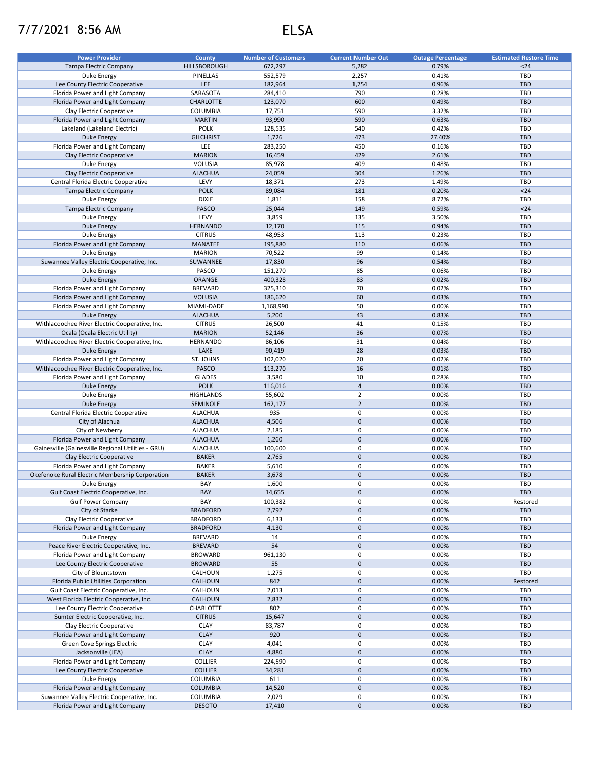7/7/2021 8:56 AM

# ELSA

| Power Provider | County | Number of Customers | Current Number Out | Outage Percentage | Estimated Restore Time |
|---|---|---|---|---|---|
| Tampa Electric Company | HILLSBOROUGH | 672,297 | 5,282 | 0.79% | <24 |
| Duke Energy | PINELLAS | 552,579 | 2,257 | 0.41% | TBD |
| Lee County Electric Cooperative | LEE | 182,964 | 1,754 | 0.96% | TBD |
| Florida Power and Light Company | SARASOTA | 284,410 | 790 | 0.28% | TBD |
| Florida Power and Light Company | CHARLOTTE | 123,070 | 600 | 0.49% | TBD |
| Clay Electric Cooperative | COLUMBIA | 17,751 | 590 | 3.32% | TBD |
| Florida Power and Light Company | MARTIN | 93,990 | 590 | 0.63% | TBD |
| Lakeland (Lakeland Electric) | POLK | 128,535 | 540 | 0.42% | TBD |
| Duke Energy | GILCHRIST | 1,726 | 473 | 27.40% | TBD |
| Florida Power and Light Company | LEE | 283,250 | 450 | 0.16% | TBD |
| Clay Electric Cooperative | MARION | 16,459 | 429 | 2.61% | TBD |
| Duke Energy | VOLUSIA | 85,978 | 409 | 0.48% | TBD |
| Clay Electric Cooperative | ALACHUA | 24,059 | 304 | 1.26% | TBD |
| Central Florida Electric Cooperative | LEVY | 18,371 | 273 | 1.49% | TBD |
| Tampa Electric Company | POLK | 89,084 | 181 | 0.20% | <24 |
| Duke Energy | DIXIE | 1,811 | 158 | 8.72% | TBD |
| Tampa Electric Company | PASCO | 25,044 | 149 | 0.59% | <24 |
| Duke Energy | LEVY | 3,859 | 135 | 3.50% | TBD |
| Duke Energy | HERNANDO | 12,170 | 115 | 0.94% | TBD |
| Duke Energy | CITRUS | 48,953 | 113 | 0.23% | TBD |
| Florida Power and Light Company | MANATEE | 195,880 | 110 | 0.06% | TBD |
| Duke Energy | MARION | 70,522 | 99 | 0.14% | TBD |
| Suwannee Valley Electric Cooperative, Inc. | SUWANNEE | 17,830 | 96 | 0.54% | TBD |
| Duke Energy | PASCO | 151,270 | 85 | 0.06% | TBD |
| Duke Energy | ORANGE | 400,328 | 83 | 0.02% | TBD |
| Florida Power and Light Company | BREVARD | 325,310 | 70 | 0.02% | TBD |
| Florida Power and Light Company | VOLUSIA | 186,620 | 60 | 0.03% | TBD |
| Florida Power and Light Company | MIAMI-DADE | 1,168,990 | 50 | 0.00% | TBD |
| Duke Energy | ALACHUA | 5,200 | 43 | 0.83% | TBD |
| Withlacoochee River Electric Cooperative, Inc. | CITRUS | 26,500 | 41 | 0.15% | TBD |
| Ocala (Ocala Electric Utility) | MARION | 52,146 | 36 | 0.07% | TBD |
| Withlacoochee River Electric Cooperative, Inc. | HERNANDO | 86,106 | 31 | 0.04% | TBD |
| Duke Energy | LAKE | 90,419 | 28 | 0.03% | TBD |
| Florida Power and Light Company | ST. JOHNS | 102,020 | 20 | 0.02% | TBD |
| Withlacoochee River Electric Cooperative, Inc. | PASCO | 113,270 | 16 | 0.01% | TBD |
| Florida Power and Light Company | GLADES | 3,580 | 10 | 0.28% | TBD |
| Duke Energy | POLK | 116,016 | 4 | 0.00% | TBD |
| Duke Energy | HIGHLANDS | 55,602 | 2 | 0.00% | TBD |
| Duke Energy | SEMINOLE | 162,177 | 2 | 0.00% | TBD |
| Central Florida Electric Cooperative | ALACHUA | 935 | 0 | 0.00% | TBD |
| City of Alachua | ALACHUA | 4,506 | 0 | 0.00% | TBD |
| City of Newberry | ALACHUA | 2,185 | 0 | 0.00% | TBD |
| Florida Power and Light Company | ALACHUA | 1,260 | 0 | 0.00% | TBD |
| Gainesville (Gainesville Regional Utilities - GRU) | ALACHUA | 100,600 | 0 | 0.00% | TBD |
| Clay Electric Cooperative | BAKER | 2,765 | 0 | 0.00% | TBD |
| Florida Power and Light Company | BAKER | 5,610 | 0 | 0.00% | TBD |
| Okefenoke Rural Electric Membership Corporation | BAKER | 3,678 | 0 | 0.00% | TBD |
| Duke Energy | BAY | 1,600 | 0 | 0.00% | TBD |
| Gulf Coast Electric Cooperative, Inc. | BAY | 14,655 | 0 | 0.00% | TBD |
| Gulf Power Company | BAY | 100,382 | 0 | 0.00% | Restored |
| City of Starke | BRADFORD | 2,792 | 0 | 0.00% | TBD |
| Clay Electric Cooperative | BRADFORD | 6,133 | 0 | 0.00% | TBD |
| Florida Power and Light Company | BRADFORD | 4,130 | 0 | 0.00% | TBD |
| Duke Energy | BREVARD | 14 | 0 | 0.00% | TBD |
| Peace River Electric Cooperative, Inc. | BREVARD | 54 | 0 | 0.00% | TBD |
| Florida Power and Light Company | BROWARD | 961,130 | 0 | 0.00% | TBD |
| Lee County Electric Cooperative | BROWARD | 55 | 0 | 0.00% | TBD |
| City of Blountstown | CALHOUN | 1,275 | 0 | 0.00% | TBD |
| Florida Public Utilities Corporation | CALHOUN | 842 | 0 | 0.00% | Restored |
| Gulf Coast Electric Cooperative, Inc. | CALHOUN | 2,013 | 0 | 0.00% | TBD |
| West Florida Electric Cooperative, Inc. | CALHOUN | 2,832 | 0 | 0.00% | TBD |
| Lee County Electric Cooperative | CHARLOTTE | 802 | 0 | 0.00% | TBD |
| Sumter Electric Cooperative, Inc. | CITRUS | 15,647 | 0 | 0.00% | TBD |
| Clay Electric Cooperative | CLAY | 83,787 | 0 | 0.00% | TBD |
| Florida Power and Light Company | CLAY | 920 | 0 | 0.00% | TBD |
| Green Cove Springs Electric | CLAY | 4,041 | 0 | 0.00% | TBD |
| Jacksonville (JEA) | CLAY | 4,880 | 0 | 0.00% | TBD |
| Florida Power and Light Company | COLLIER | 224,590 | 0 | 0.00% | TBD |
| Lee County Electric Cooperative | COLLIER | 34,281 | 0 | 0.00% | TBD |
| Duke Energy | COLUMBIA | 611 | 0 | 0.00% | TBD |
| Florida Power and Light Company | COLUMBIA | 14,520 | 0 | 0.00% | TBD |
| Suwannee Valley Electric Cooperative, Inc. | COLUMBIA | 2,029 | 0 | 0.00% | TBD |
| Florida Power and Light Company | DESOTO | 17,410 | 0 | 0.00% | TBD |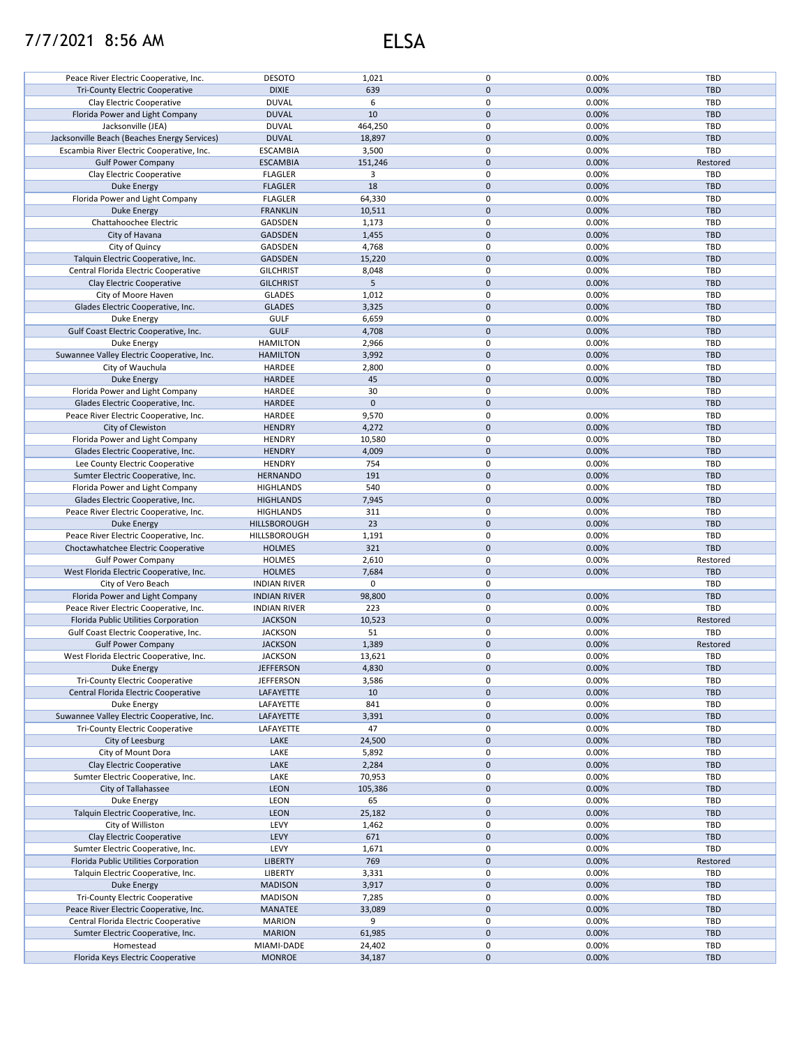# 7/7/2021 8:56 AM ELSA

| | | | | | |
|---|---|---|---|---|---|
| Peace River Electric Cooperative, Inc. | DESOTO | 1,021 | 0 | 0.00% | TBD |
| Tri-County Electric Cooperative | DIXIE | 639 | 0 | 0.00% | TBD |
| Clay Electric Cooperative | DUVAL | 6 | 0 | 0.00% | TBD |
| Florida Power and Light Company | DUVAL | 10 | 0 | 0.00% | TBD |
| Jacksonville (JEA) | DUVAL | 464,250 | 0 | 0.00% | TBD |
| Jacksonville Beach (Beaches Energy Services) | DUVAL | 18,897 | 0 | 0.00% | TBD |
| Escambia River Electric Cooperative, Inc. | ESCAMBIA | 3,500 | 0 | 0.00% | TBD |
| Gulf Power Company | ESCAMBIA | 151,246 | 0 | 0.00% | Restored |
| Clay Electric Cooperative | FLAGLER | 3 | 0 | 0.00% | TBD |
| Duke Energy | FLAGLER | 18 | 0 | 0.00% | TBD |
| Florida Power and Light Company | FLAGLER | 64,330 | 0 | 0.00% | TBD |
| Duke Energy | FRANKLIN | 10,511 | 0 | 0.00% | TBD |
| Chattahoochee Electric | GADSDEN | 1,173 | 0 | 0.00% | TBD |
| City of Havana | GADSDEN | 1,455 | 0 | 0.00% | TBD |
| City of Quincy | GADSDEN | 4,768 | 0 | 0.00% | TBD |
| Talquin Electric Cooperative, Inc. | GADSDEN | 15,220 | 0 | 0.00% | TBD |
| Central Florida Electric Cooperative | GILCHRIST | 8,048 | 0 | 0.00% | TBD |
| Clay Electric Cooperative | GILCHRIST | 5 | 0 | 0.00% | TBD |
| City of Moore Haven | GLADES | 1,012 | 0 | 0.00% | TBD |
| Glades Electric Cooperative, Inc. | GLADES | 3,325 | 0 | 0.00% | TBD |
| Duke Energy | GULF | 6,659 | 0 | 0.00% | TBD |
| Gulf Coast Electric Cooperative, Inc. | GULF | 4,708 | 0 | 0.00% | TBD |
| Duke Energy | HAMILTON | 2,966 | 0 | 0.00% | TBD |
| Suwannee Valley Electric Cooperative, Inc. | HAMILTON | 3,992 | 0 | 0.00% | TBD |
| City of Wauchula | HARDEE | 2,800 | 0 | 0.00% | TBD |
| Duke Energy | HARDEE | 45 | 0 | 0.00% | TBD |
| Florida Power and Light Company | HARDEE | 30 | 0 | 0.00% | TBD |
| Glades Electric Cooperative, Inc. | HARDEE | 0 | 0 | | TBD |
| Peace River Electric Cooperative, Inc. | HARDEE | 9,570 | 0 | 0.00% | TBD |
| City of Clewiston | HENDRY | 4,272 | 0 | 0.00% | TBD |
| Florida Power and Light Company | HENDRY | 10,580 | 0 | 0.00% | TBD |
| Glades Electric Cooperative, Inc. | HENDRY | 4,009 | 0 | 0.00% | TBD |
| Lee County Electric Cooperative | HENDRY | 754 | 0 | 0.00% | TBD |
| Sumter Electric Cooperative, Inc. | HERNANDO | 191 | 0 | 0.00% | TBD |
| Florida Power and Light Company | HIGHLANDS | 540 | 0 | 0.00% | TBD |
| Glades Electric Cooperative, Inc. | HIGHLANDS | 7,945 | 0 | 0.00% | TBD |
| Peace River Electric Cooperative, Inc. | HIGHLANDS | 311 | 0 | 0.00% | TBD |
| Duke Energy | HILLSBOROUGH | 23 | 0 | 0.00% | TBD |
| Peace River Electric Cooperative, Inc. | HILLSBOROUGH | 1,191 | 0 | 0.00% | TBD |
| Choctawhatchee Electric Cooperative | HOLMES | 321 | 0 | 0.00% | TBD |
| Gulf Power Company | HOLMES | 2,610 | 0 | 0.00% | Restored |
| West Florida Electric Cooperative, Inc. | HOLMES | 7,684 | 0 | 0.00% | TBD |
| City of Vero Beach | INDIAN RIVER | 0 | 0 | | TBD |
| Florida Power and Light Company | INDIAN RIVER | 98,800 | 0 | 0.00% | TBD |
| Peace River Electric Cooperative, Inc. | INDIAN RIVER | 223 | 0 | 0.00% | TBD |
| Florida Public Utilities Corporation | JACKSON | 10,523 | 0 | 0.00% | Restored |
| Gulf Coast Electric Cooperative, Inc. | JACKSON | 51 | 0 | 0.00% | TBD |
| Gulf Power Company | JACKSON | 1,389 | 0 | 0.00% | Restored |
| West Florida Electric Cooperative, Inc. | JACKSON | 13,621 | 0 | 0.00% | TBD |
| Duke Energy | JEFFERSON | 4,830 | 0 | 0.00% | TBD |
| Tri-County Electric Cooperative | JEFFERSON | 3,586 | 0 | 0.00% | TBD |
| Central Florida Electric Cooperative | LAFAYETTE | 10 | 0 | 0.00% | TBD |
| Duke Energy | LAFAYETTE | 841 | 0 | 0.00% | TBD |
| Suwannee Valley Electric Cooperative, Inc. | LAFAYETTE | 3,391 | 0 | 0.00% | TBD |
| Tri-County Electric Cooperative | LAFAYETTE | 47 | 0 | 0.00% | TBD |
| City of Leesburg | LAKE | 24,500 | 0 | 0.00% | TBD |
| City of Mount Dora | LAKE | 5,892 | 0 | 0.00% | TBD |
| Clay Electric Cooperative | LAKE | 2,284 | 0 | 0.00% | TBD |
| Sumter Electric Cooperative, Inc. | LAKE | 70,953 | 0 | 0.00% | TBD |
| City of Tallahassee | LEON | 105,386 | 0 | 0.00% | TBD |
| Duke Energy | LEON | 65 | 0 | 0.00% | TBD |
| Talquin Electric Cooperative, Inc. | LEON | 25,182 | 0 | 0.00% | TBD |
| City of Williston | LEVY | 1,462 | 0 | 0.00% | TBD |
| Clay Electric Cooperative | LEVY | 671 | 0 | 0.00% | TBD |
| Sumter Electric Cooperative, Inc. | LEVY | 1,671 | 0 | 0.00% | TBD |
| Florida Public Utilities Corporation | LIBERTY | 769 | 0 | 0.00% | Restored |
| Talquin Electric Cooperative, Inc. | LIBERTY | 3,331 | 0 | 0.00% | TBD |
| Duke Energy | MADISON | 3,917 | 0 | 0.00% | TBD |
| Tri-County Electric Cooperative | MADISON | 7,285 | 0 | 0.00% | TBD |
| Peace River Electric Cooperative, Inc. | MANATEE | 33,089 | 0 | 0.00% | TBD |
| Central Florida Electric Cooperative | MARION | 9 | 0 | 0.00% | TBD |
| Sumter Electric Cooperative, Inc. | MARION | 61,985 | 0 | 0.00% | TBD |
| Homestead | MIAMI-DADE | 24,402 | 0 | 0.00% | TBD |
| Florida Keys Electric Cooperative | MONROE | 34,187 | 0 | 0.00% | TBD |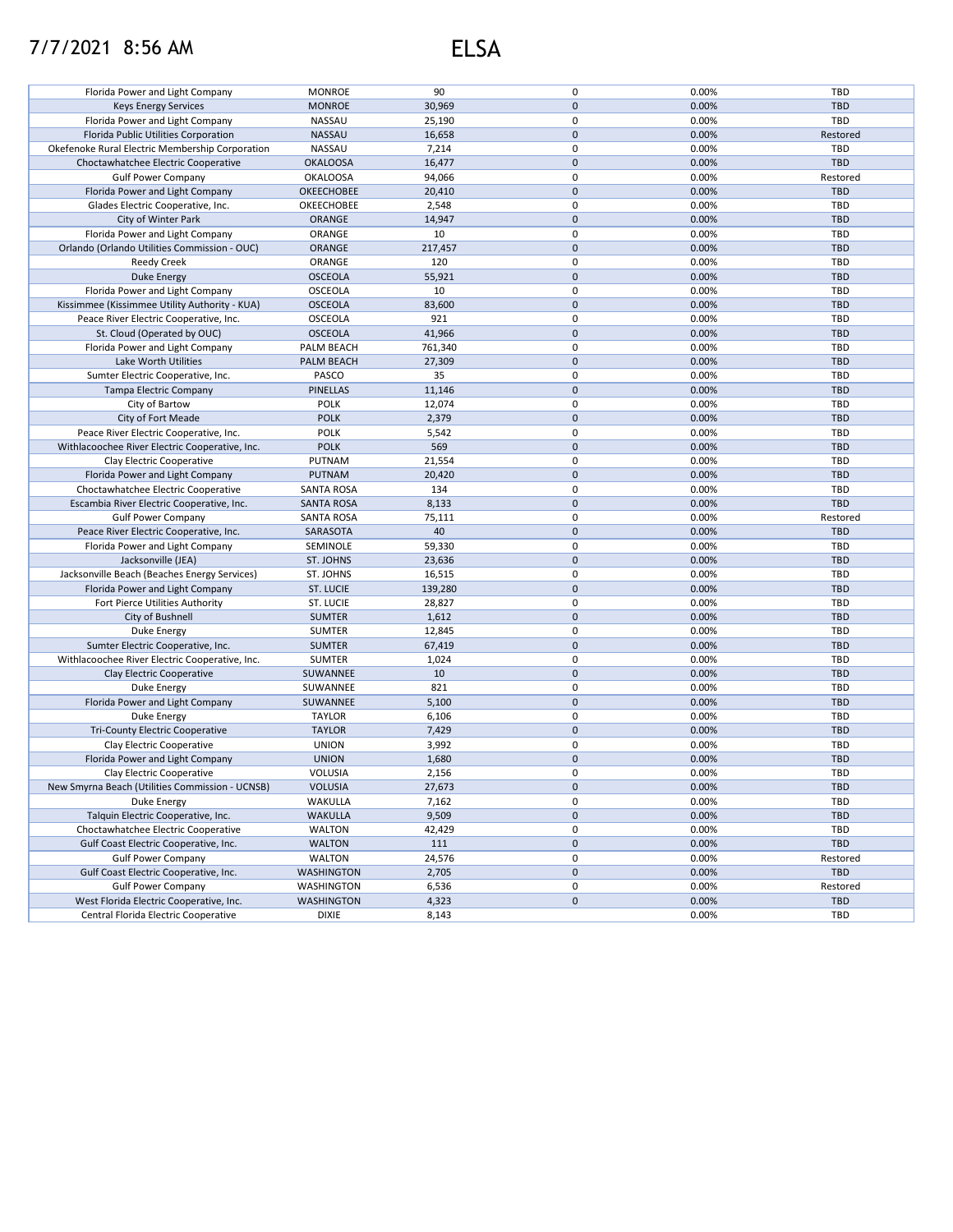| | | | | | |
|---|---|---|---|---|---|
| Florida Power and Light Company | MONROE | 90 | 0 | 0.00% | TBD |
| Keys Energy Services | MONROE | 30,969 | 0 | 0.00% | TBD |
| Florida Power and Light Company | NASSAU | 25,190 | 0 | 0.00% | TBD |
| Florida Public Utilities Corporation | NASSAU | 16,658 | 0 | 0.00% | Restored |
| Okefenoke Rural Electric Membership Corporation | NASSAU | 7,214 | 0 | 0.00% | TBD |
| Choctawhatchee Electric Cooperative | OKALOOSA | 16,477 | 0 | 0.00% | TBD |
| Gulf Power Company | OKALOOSA | 94,066 | 0 | 0.00% | Restored |
| Florida Power and Light Company | OKEECHOBEE | 20,410 | 0 | 0.00% | TBD |
| Glades Electric Cooperative, Inc. | OKEECHOBEE | 2,548 | 0 | 0.00% | TBD |
| City of Winter Park | ORANGE | 14,947 | 0 | 0.00% | TBD |
| Florida Power and Light Company | ORANGE | 10 | 0 | 0.00% | TBD |
| Orlando (Orlando Utilities Commission - OUC) | ORANGE | 217,457 | 0 | 0.00% | TBD |
| Reedy Creek | ORANGE | 120 | 0 | 0.00% | TBD |
| Duke Energy | OSCEOLA | 55,921 | 0 | 0.00% | TBD |
| Florida Power and Light Company | OSCEOLA | 10 | 0 | 0.00% | TBD |
| Kissimmee (Kissimmee Utility Authority - KUA) | OSCEOLA | 83,600 | 0 | 0.00% | TBD |
| Peace River Electric Cooperative, Inc. | OSCEOLA | 921 | 0 | 0.00% | TBD |
| St. Cloud (Operated by OUC) | OSCEOLA | 41,966 | 0 | 0.00% | TBD |
| Florida Power and Light Company | PALM BEACH | 761,340 | 0 | 0.00% | TBD |
| Lake Worth Utilities | PALM BEACH | 27,309 | 0 | 0.00% | TBD |
| Sumter Electric Cooperative, Inc. | PASCO | 35 | 0 | 0.00% | TBD |
| Tampa Electric Company | PINELLAS | 11,146 | 0 | 0.00% | TBD |
| City of Bartow | POLK | 12,074 | 0 | 0.00% | TBD |
| City of Fort Meade | POLK | 2,379 | 0 | 0.00% | TBD |
| Peace River Electric Cooperative, Inc. | POLK | 5,542 | 0 | 0.00% | TBD |
| Withlacoochee River Electric Cooperative, Inc. | POLK | 569 | 0 | 0.00% | TBD |
| Clay Electric Cooperative | PUTNAM | 21,554 | 0 | 0.00% | TBD |
| Florida Power and Light Company | PUTNAM | 20,420 | 0 | 0.00% | TBD |
| Choctawhatchee Electric Cooperative | SANTA ROSA | 134 | 0 | 0.00% | TBD |
| Escambia River Electric Cooperative, Inc. | SANTA ROSA | 8,133 | 0 | 0.00% | TBD |
| Gulf Power Company | SANTA ROSA | 75,111 | 0 | 0.00% | Restored |
| Peace River Electric Cooperative, Inc. | SARASOTA | 40 | 0 | 0.00% | TBD |
| Florida Power and Light Company | SEMINOLE | 59,330 | 0 | 0.00% | TBD |
| Jacksonville (JEA) | ST. JOHNS | 23,636 | 0 | 0.00% | TBD |
| Jacksonville Beach (Beaches Energy Services) | ST. JOHNS | 16,515 | 0 | 0.00% | TBD |
| Florida Power and Light Company | ST. LUCIE | 139,280 | 0 | 0.00% | TBD |
| Fort Pierce Utilities Authority | ST. LUCIE | 28,827 | 0 | 0.00% | TBD |
| City of Bushnell | SUMTER | 1,612 | 0 | 0.00% | TBD |
| Duke Energy | SUMTER | 12,845 | 0 | 0.00% | TBD |
| Sumter Electric Cooperative, Inc. | SUMTER | 67,419 | 0 | 0.00% | TBD |
| Withlacoochee River Electric Cooperative, Inc. | SUMTER | 1,024 | 0 | 0.00% | TBD |
| Clay Electric Cooperative | SUWANNEE | 10 | 0 | 0.00% | TBD |
| Duke Energy | SUWANNEE | 821 | 0 | 0.00% | TBD |
| Florida Power and Light Company | SUWANNEE | 5,100 | 0 | 0.00% | TBD |
| Duke Energy | TAYLOR | 6,106 | 0 | 0.00% | TBD |
| Tri-County Electric Cooperative | TAYLOR | 7,429 | 0 | 0.00% | TBD |
| Clay Electric Cooperative | UNION | 3,992 | 0 | 0.00% | TBD |
| Florida Power and Light Company | UNION | 1,680 | 0 | 0.00% | TBD |
| Clay Electric Cooperative | VOLUSIA | 2,156 | 0 | 0.00% | TBD |
| New Smyrna Beach (Utilities Commission - UCNSB) | VOLUSIA | 27,673 | 0 | 0.00% | TBD |
| Duke Energy | WAKULLA | 7,162 | 0 | 0.00% | TBD |
| Talquin Electric Cooperative, Inc. | WAKULLA | 9,509 | 0 | 0.00% | TBD |
| Choctawhatchee Electric Cooperative | WALTON | 42,429 | 0 | 0.00% | TBD |
| Gulf Coast Electric Cooperative, Inc. | WALTON | 111 | 0 | 0.00% | TBD |
| Gulf Power Company | WALTON | 24,576 | 0 | 0.00% | Restored |
| Gulf Coast Electric Cooperative, Inc. | WASHINGTON | 2,705 | 0 | 0.00% | TBD |
| Gulf Power Company | WASHINGTON | 6,536 | 0 | 0.00% | Restored |
| West Florida Electric Cooperative, Inc. | WASHINGTON | 4,323 | 0 | 0.00% | TBD |
| Central Florida Electric Cooperative | DIXIE | 8,143 | | 0.00% | TBD |